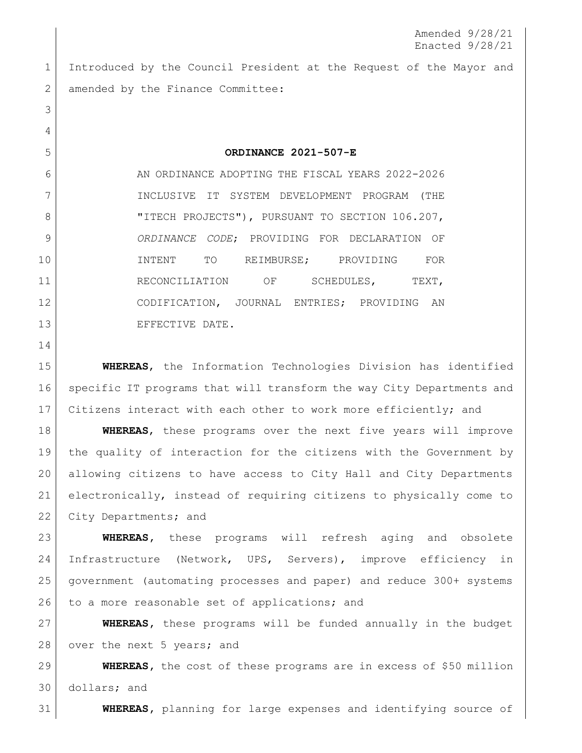Amended 9/28/21
Enacted 9/28/21

Introduced by the Council President at the Request of the Mayor and amended by the Finance Committee:

**ORDINANCE 2021-507-E**

AN ORDINANCE ADOPTING THE FISCAL YEARS 2022-2026 INCLUSIVE IT SYSTEM DEVELOPMENT PROGRAM (THE "ITECH PROJECTS"), PURSUANT TO SECTION 106.207, *ORDINANCE CODE*; PROVIDING FOR DECLARATION OF INTENT TO REIMBURSE; PROVIDING FOR RECONCILIATION OF SCHEDULES, TEXT, CODIFICATION, JOURNAL ENTRIES; PROVIDING AN EFFECTIVE DATE.

**WHEREAS**, the Information Technologies Division has identified specific IT programs that will transform the way City Departments and Citizens interact with each other to work more efficiently; and

**WHEREAS**, these programs over the next five years will improve the quality of interaction for the citizens with the Government by allowing citizens to have access to City Hall and City Departments electronically, instead of requiring citizens to physically come to City Departments; and

**WHEREAS**, these programs will refresh aging and obsolete Infrastructure (Network, UPS, Servers), improve efficiency in government (automating processes and paper) and reduce 300+ systems to a more reasonable set of applications; and

**WHEREAS**, these programs will be funded annually in the budget over the next 5 years; and

**WHEREAS**, the cost of these programs are in excess of $50 million dollars; and

**WHEREAS**, planning for large expenses and identifying source of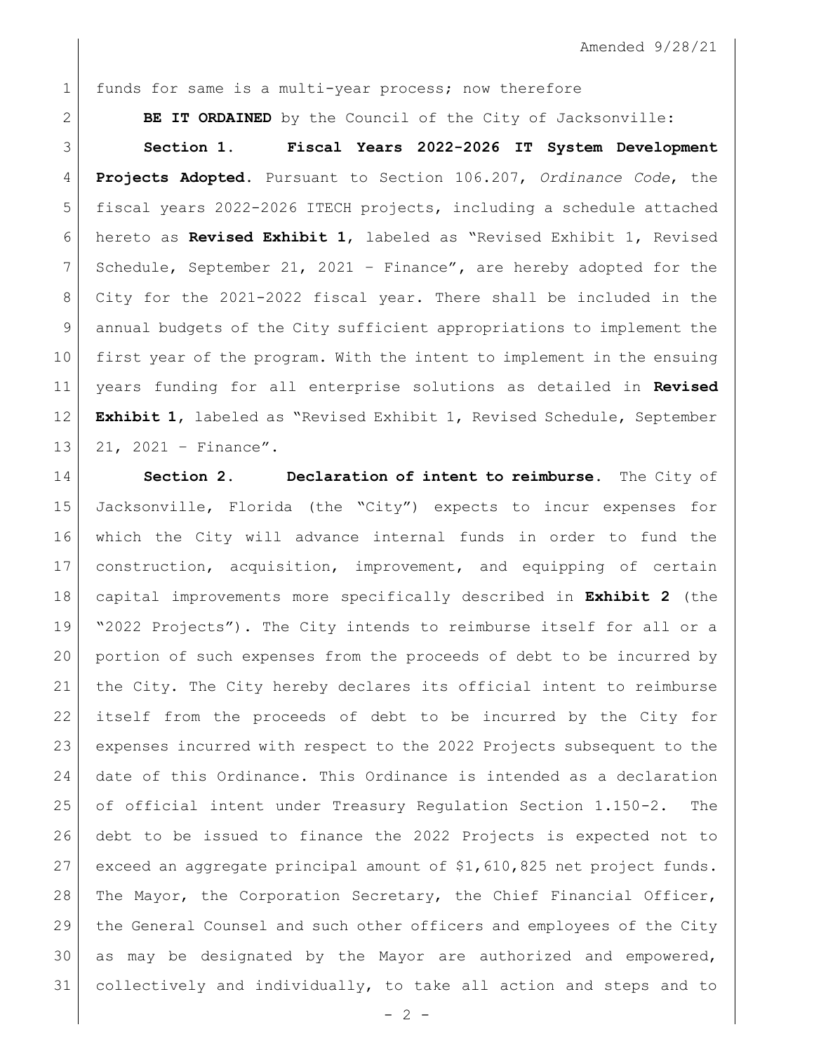funds for same is a multi-year process; now therefore

**BE IT ORDAINED** by the Council of the City of Jacksonville:

**Section 1. Fiscal Years 2022-2026 IT System Development Projects Adopted.** Pursuant to Section 106.207, *Ordinance Code*, the fiscal years 2022-2026 ITECH projects, including a schedule attached hereto as **Revised Exhibit 1**, labeled as "Revised Exhibit 1, Revised Schedule, September 21, 2021 – Finance", are hereby adopted for the City for the 2021-2022 fiscal year. There shall be included in the annual budgets of the City sufficient appropriations to implement the first year of the program. With the intent to implement in the ensuing years funding for all enterprise solutions as detailed in **Revised Exhibit 1**, labeled as "Revised Exhibit 1, Revised Schedule, September 21, 2021 – Finance".

**Section 2. Declaration of intent to reimburse.** The City of Jacksonville, Florida (the "City") expects to incur expenses for which the City will advance internal funds in order to fund the construction, acquisition, improvement, and equipping of certain capital improvements more specifically described in **Exhibit 2** (the "2022 Projects"). The City intends to reimburse itself for all or a portion of such expenses from the proceeds of debt to be incurred by the City. The City hereby declares its official intent to reimburse itself from the proceeds of debt to be incurred by the City for expenses incurred with respect to the 2022 Projects subsequent to the date of this Ordinance. This Ordinance is intended as a declaration of official intent under Treasury Regulation Section 1.150-2. The debt to be issued to finance the 2022 Projects is expected not to exceed an aggregate principal amount of $1,610,825 net project funds. The Mayor, the Corporation Secretary, the Chief Financial Officer, the General Counsel and such other officers and employees of the City as may be designated by the Mayor are authorized and empowered, collectively and individually, to take all action and steps and to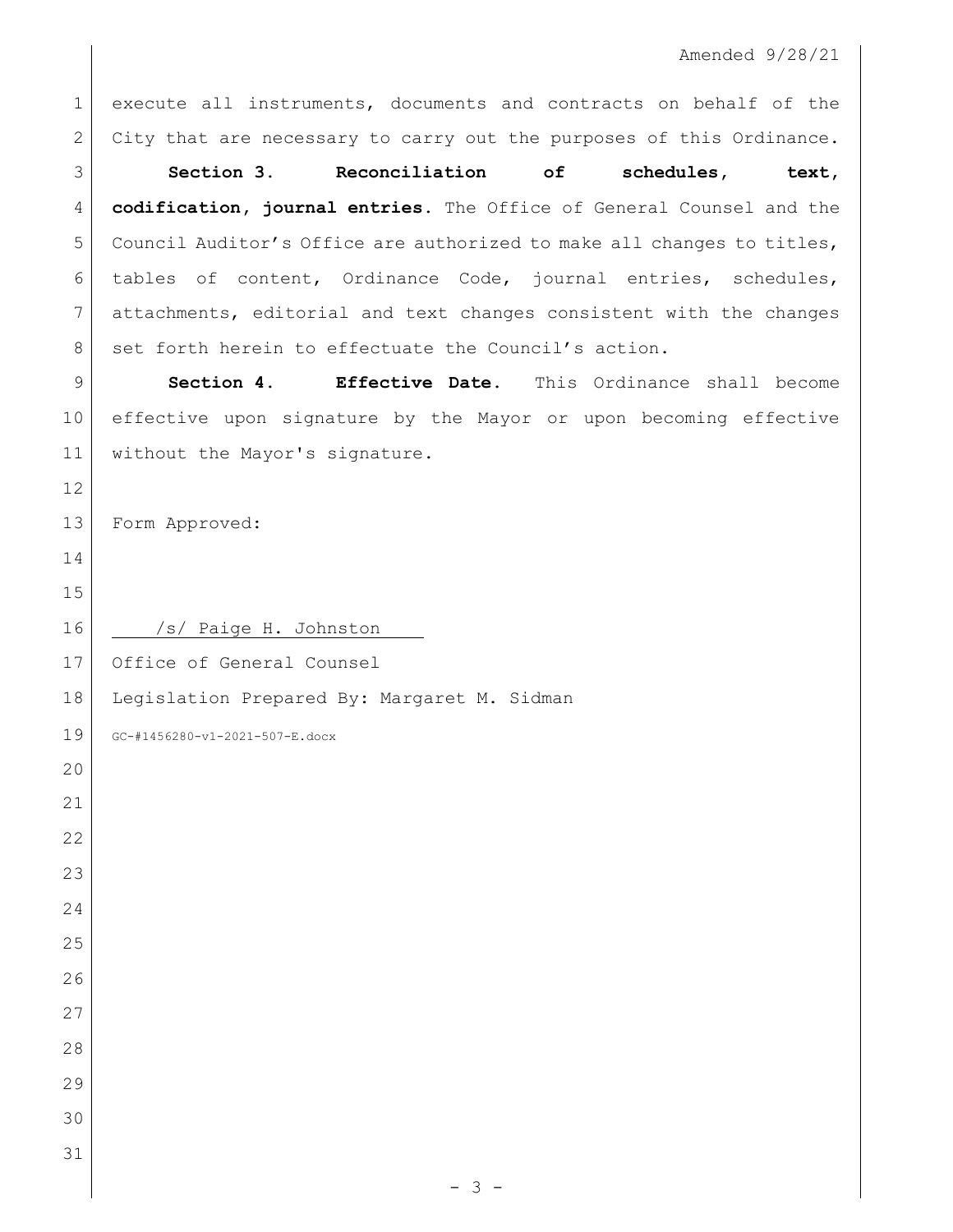execute all instruments, documents and contracts on behalf of the City that are necessary to carry out the purposes of this Ordinance.

**Section 3. Reconciliation of schedules, text, codification, journal entries.** The Office of General Counsel and the Council Auditor's Office are authorized to make all changes to titles, tables of content, Ordinance Code, journal entries, schedules, attachments, editorial and text changes consistent with the changes set forth herein to effectuate the Council's action.

**Section 4. Effective Date.** This Ordinance shall become effective upon signature by the Mayor or upon becoming effective without the Mayor's signature.

Form Approved:

/s/ Paige H. Johnston

Office of General Counsel

Legislation Prepared By: Margaret M. Sidman

GC-#1456280-v1-2021-507-E.docx